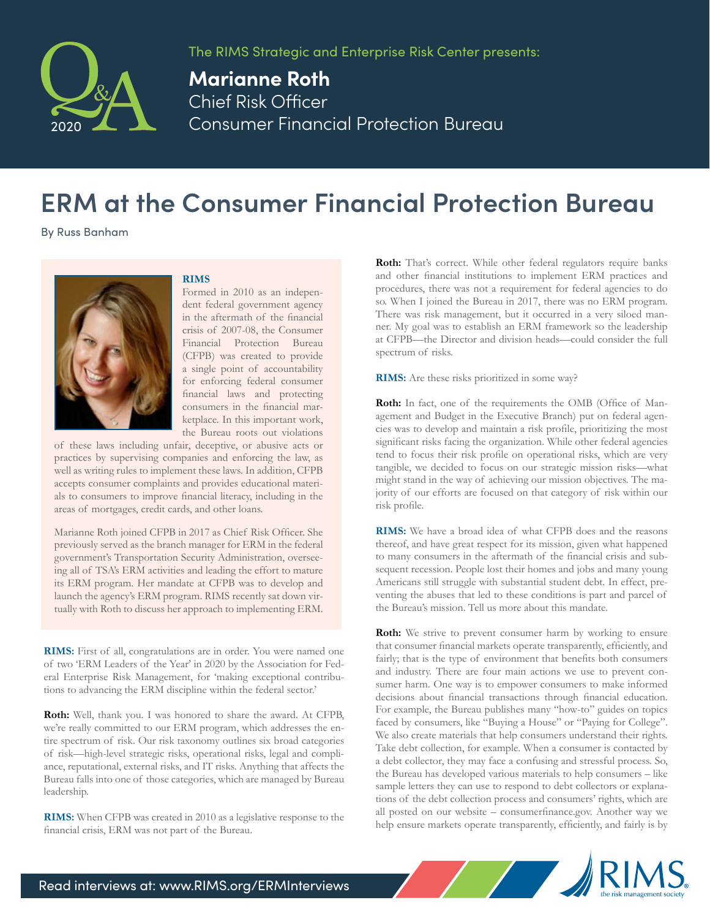The RIMS Strategic and Enterprise Risk Center presents:

**Marianne Roth**
Chief Risk Officer
Consumer Financial Protection Bureau

# ERM at the Consumer Financial Protection Bureau

By Russ Banham

**RIMS**

Formed in 2010 as an independent federal government agency in the aftermath of the financial crisis of 2007-08, the Consumer Financial Protection Bureau (CFPB) was created to provide a single point of accountability for enforcing federal consumer financial laws and protecting consumers in the financial marketplace. In this important work, the Bureau roots out violations of these laws including unfair, deceptive, or abusive acts or practices by supervising companies and enforcing the law, as well as writing rules to implement these laws. In addition, CFPB accepts consumer complaints and provides educational materials to consumers to improve financial literacy, including in the areas of mortgages, credit cards, and other loans.

Marianne Roth joined CFPB in 2017 as Chief Risk Officer. She previously served as the branch manager for ERM in the federal government's Transportation Security Administration, overseeing all of TSA's ERM activities and leading the effort to mature its ERM program. Her mandate at CFPB was to develop and launch the agency's ERM program. RIMS recently sat down virtually with Roth to discuss her approach to implementing ERM.

**RIMS:** First of all, congratulations are in order. You were named one of two 'ERM Leaders of the Year' in 2020 by the Association for Federal Enterprise Risk Management, for 'making exceptional contributions to advancing the ERM discipline within the federal sector.'

**Roth:** Well, thank you. I was honored to share the award. At CFPB, we're really committed to our ERM program, which addresses the entire spectrum of risk. Our risk taxonomy outlines six broad categories of risk—high-level strategic risks, operational risks, legal and compliance, reputational, external risks, and IT risks. Anything that affects the Bureau falls into one of those categories, which are managed by Bureau leadership.

**RIMS:** When CFPB was created in 2010 as a legislative response to the financial crisis, ERM was not part of the Bureau.

**Roth:** That's correct. While other federal regulators require banks and other financial institutions to implement ERM practices and procedures, there was not a requirement for federal agencies to do so. When I joined the Bureau in 2017, there was no ERM program. There was risk management, but it occurred in a very siloed manner. My goal was to establish an ERM framework so the leadership at CFPB—the Director and division heads—could consider the full spectrum of risks.

**RIMS:** Are these risks prioritized in some way?

**Roth:** In fact, one of the requirements the OMB (Office of Management and Budget in the Executive Branch) put on federal agencies was to develop and maintain a risk profile, prioritizing the most significant risks facing the organization. While other federal agencies tend to focus their risk profile on operational risks, which are very tangible, we decided to focus on our strategic mission risks—what might stand in the way of achieving our mission objectives. The majority of our efforts are focused on that category of risk within our risk profile.

**RIMS:** We have a broad idea of what CFPB does and the reasons thereof, and have great respect for its mission, given what happened to many consumers in the aftermath of the financial crisis and subsequent recession. People lost their homes and jobs and many young Americans still struggle with substantial student debt. In effect, preventing the abuses that led to these conditions is part and parcel of the Bureau's mission. Tell us more about this mandate.

**Roth:** We strive to prevent consumer harm by working to ensure that consumer financial markets operate transparently, efficiently, and fairly; that is the type of environment that benefits both consumers and industry. There are four main actions we use to prevent consumer harm. One way is to empower consumers to make informed decisions about financial transactions through financial education. For example, the Bureau publishes many "how-to" guides on topics faced by consumers, like "Buying a House" or "Paying for College". We also create materials that help consumers understand their rights. Take debt collection, for example. When a consumer is contacted by a debt collector, they may face a confusing and stressful process. So, the Bureau has developed various materials to help consumers – like sample letters they can use to respond to debt collectors or explanations of the debt collection process and consumers' rights, which are all posted on our website – consumerfinance.gov. Another way we help ensure markets operate transparently, efficiently, and fairly is by

Read interviews at: www.RIMS.org/ERMInterviews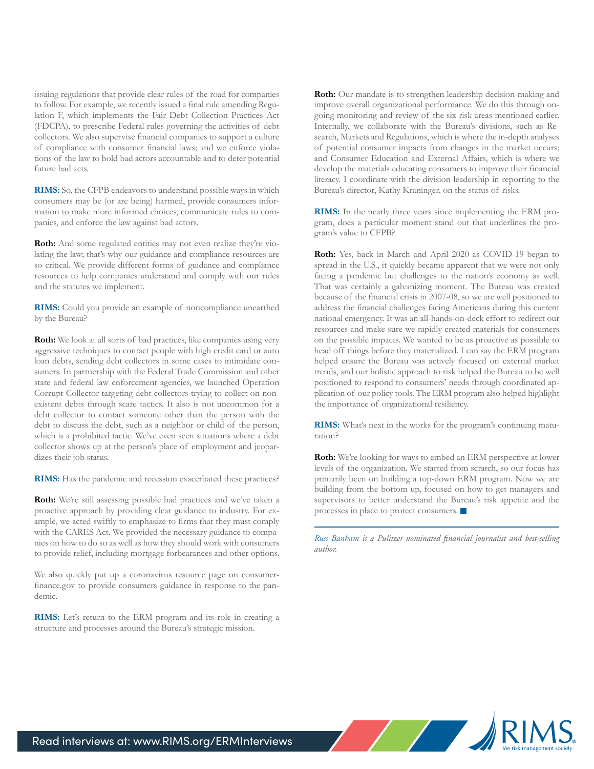issuing regulations that provide clear rules of the road for companies to follow. For example, we recently issued a final rule amending Regulation F, which implements the Fair Debt Collection Practices Act (FDCPA), to prescribe Federal rules governing the activities of debt collectors. We also supervise financial companies to support a culture of compliance with consumer financial laws; and we enforce violations of the law to hold bad actors accountable and to deter potential future bad acts.

**RIMS:** So, the CFPB endeavors to understand possible ways in which consumers may be (or are being) harmed, provide consumers information to make more informed choices, communicate rules to companies, and enforce the law against bad actors.

**Roth:** And some regulated entities may not even realize they're violating the law; that's why our guidance and compliance resources are so critical. We provide different forms of guidance and compliance resources to help companies understand and comply with our rules and the statutes we implement.

**RIMS:** Could you provide an example of noncompliance unearthed by the Bureau?

**Roth:** We look at all sorts of bad practices, like companies using very aggressive techniques to contact people with high credit card or auto loan debts, sending debt collectors in some cases to intimidate consumers. In partnership with the Federal Trade Commission and other state and federal law enforcement agencies, we launched Operation Corrupt Collector targeting debt collectors trying to collect on nonexistent debts through scare tactics. It also is not uncommon for a debt collector to contact someone other than the person with the debt to discuss the debt, such as a neighbor or child of the person, which is a prohibited tactic. We've even seen situations where a debt collector shows up at the person's place of employment and jeopardizes their job status.

**RIMS:** Has the pandemic and recession exacerbated these practices?

**Roth:** We're still assessing possible bad practices and we've taken a proactive approach by providing clear guidance to industry. For example, we acted swiftly to emphasize to firms that they must comply with the CARES Act. We provided the necessary guidance to companies on how to do so as well as how they should work with consumers to provide relief, including mortgage forbearances and other options.

We also quickly put up a coronavirus resource page on consumerfinance.gov to provide consumers guidance in response to the pandemic.

**RIMS:** Let's return to the ERM program and its role in creating a structure and processes around the Bureau's strategic mission.

**Roth:** Our mandate is to strengthen leadership decision-making and improve overall organizational performance. We do this through ongoing monitoring and review of the six risk areas mentioned earlier. Internally, we collaborate with the Bureau's divisions, such as Research, Markets and Regulations, which is where the in-depth analyses of potential consumer impacts from changes in the market occurs; and Consumer Education and External Affairs, which is where we develop the materials educating consumers to improve their financial literacy. I coordinate with the division leadership in reporting to the Bureau's director, Kathy Kraninger, on the status of risks.

**RIMS:** In the nearly three years since implementing the ERM program, does a particular moment stand out that underlines the program's value to CFPB?

**Roth:** Yes, back in March and April 2020 as COVID-19 began to spread in the U.S., it quickly became apparent that we were not only facing a pandemic but challenges to the nation's economy as well. That was certainly a galvanizing moment. The Bureau was created because of the financial crisis in 2007-08, so we are well positioned to address the financial challenges facing Americans during this current national emergency. It was an all-hands-on-deck effort to redirect our resources and make sure we rapidly created materials for consumers on the possible impacts. We wanted to be as proactive as possible to head off things before they materialized. I can say the ERM program helped ensure the Bureau was actively focused on external market trends, and our holistic approach to risk helped the Bureau to be well positioned to respond to consumers' needs through coordinated application of our policy tools. The ERM program also helped highlight the importance of organizational resiliency.

**RIMS:** What's next in the works for the program's continuing maturation?

**Roth:** We're looking for ways to embed an ERM perspective at lower levels of the organization. We started from scratch, so our focus has primarily been on building a top-down ERM program. Now we are building from the bottom up, focused on how to get managers and supervisors to better understand the Bureau's risk appetite and the processes in place to protect consumers. ■

---

*Russ Banham is a Pulitzer-nominated financial journalist and best-selling author.*

Read interviews at: www.RIMS.org/ERMInterviews